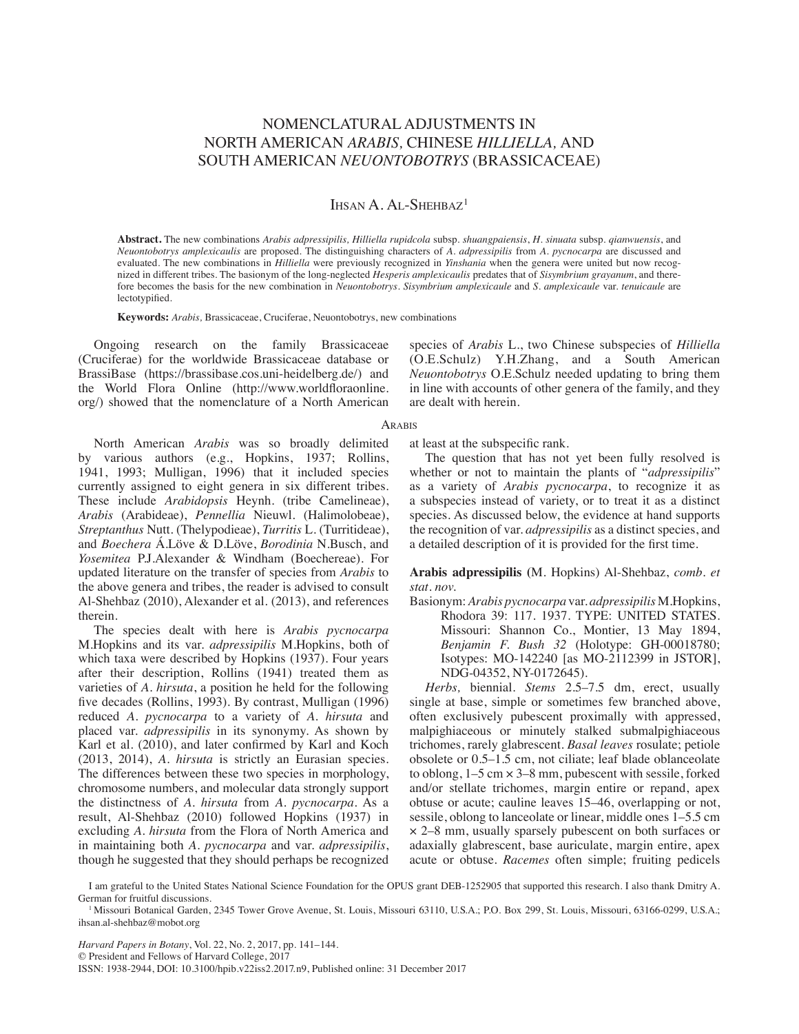# NOMENCLATURAL ADJUSTMENTS IN NORTH AMERICAN *ARABIS*, CHINESE *HILLIELLA*, AND SOUTH AMERICAN *NEUONTOBOTRYS* (BRASSICACEAE)

Ihsan A. Al-Shehbaz[1]

**Abstract.** The new combinations *Arabis adpressipilis, Hilliella rupidcola* subsp. *shuangpaiensis*, *H. sinuata* subsp. *qianwuensis*, and *Neuontobotrys amplexicaulis* are proposed. The distinguishing characters of *A. adpressipilis* from *A. pycnocarpa* are discussed and evaluated. The new combinations in *Hilliella* were previously recognized in *Yinshania* when the genera were united but now recognized in different tribes. The basionym of the long-neglected *Hesperis amplexicaulis* predates that of *Sisymbrium grayanum*, and therefore becomes the basis for the new combination in *Neuontobotrys*. *Sisymbrium amplexicaule* and *S. amplexicaule* var. *tenuicaule* are lectotypified.

**Keywords:** *Arabis*, Brassicaceae, Cruciferae, Neuontobotrys, new combinations

Ongoing research on the family Brassicaceae (Cruciferae) for the worldwide Brassicaceae database or BrassiBase (https://brassibase.cos.uni-heidelberg.de/) and the World Flora Online (http://www.worldfloraonline.org/) showed that the nomenclature of a North American species of *Arabis* L., two Chinese subspecies of *Hilliella* (O.E.Schulz) Y.H.Zhang, and a South American *Neuontobotrys* O.E.Schulz needed updating to bring them in line with accounts of other genera of the family, and they are dealt with herein.

## Arabis

North American *Arabis* was so broadly delimited by various authors (e.g., Hopkins, 1937; Rollins, 1941, 1993; Mulligan, 1996) that it included species currently assigned to eight genera in six different tribes. These include *Arabidopsis* Heynh. (tribe Camelineae), *Arabis* (Arabideae), *Pennellia* Nieuwl. (Halimolobeae), *Streptanthus* Nutt. (Thelypodieae), *Turritis* L. (Turritideae), and *Boechera* Á.Löve & D.Löve, *Borodinia* N.Busch, and *Yosemitea* P.J.Alexander & Windham (Boechereae). For updated literature on the transfer of species from *Arabis* to the above genera and tribes, the reader is advised to consult Al-Shehbaz (2010), Alexander et al. (2013), and references therein.

The species dealt with here is *Arabis pycnocarpa* M.Hopkins and its var. *adpressipilis* M.Hopkins, both of which taxa were described by Hopkins (1937). Four years after their description, Rollins (1941) treated them as varieties of *A. hirsuta*, a position he held for the following five decades (Rollins, 1993). By contrast, Mulligan (1996) reduced *A. pycnocarpa* to a variety of *A. hirsuta* and placed var. *adpressipilis* in its synonymy. As shown by Karl et al. (2010), and later confirmed by Karl and Koch (2013, 2014), *A. hirsuta* is strictly an Eurasian species. The differences between these two species in morphology, chromosome numbers, and molecular data strongly support the distinctness of *A. hirsuta* from *A. pycnocarpa*. As a result, Al-Shehbaz (2010) followed Hopkins (1937) in excluding *A. hirsuta* from the Flora of North America and in maintaining both *A. pycnocarpa* and var. *adpressipilis*, though he suggested that they should perhaps be recognized at least at the subspecific rank.

The question that has not yet been fully resolved is whether or not to maintain the plants of "*adpressipilis*" as a variety of *Arabis pycnocarpa*, to recognize it as a subspecies instead of variety, or to treat it as a distinct species. As discussed below, the evidence at hand supports the recognition of var. *adpressipilis* as a distinct species, and a detailed description of it is provided for the first time.

**Arabis adpressipilis** (M. Hopkins) Al-Shehbaz, *comb. et stat. nov.*

Basionym: *Arabis pycnocarpa* var. *adpressipilis* M.Hopkins, Rhodora 39: 117. 1937. TYPE: UNITED STATES. Missouri: Shannon Co., Montier, 13 May 1894, *Benjamin F. Bush 32* (Holotype: GH-00018780; Isotypes: MO-142240 [as MO-2112399 in JSTOR], NDG-04352, NY-0172645).

*Herbs,* biennial. *Stems* 2.5–7.5 dm, erect, usually single at base, simple or sometimes few branched above, often exclusively pubescent proximally with appressed, malpighiaceous or minutely stalked submalpighiaceous trichomes, rarely glabrescent. *Basal leaves* rosulate; petiole obsolete or 0.5–1.5 cm, not ciliate; leaf blade oblanceolate to oblong, 1–5 cm × 3–8 mm, pubescent with sessile, forked and/or stellate trichomes, margin entire or repand, apex obtuse or acute; cauline leaves 15–46, overlapping or not, sessile, oblong to lanceolate or linear, middle ones 1–5.5 cm × 2–8 mm, usually sparsely pubescent on both surfaces or adaxially glabrescent, base auriculate, margin entire, apex acute or obtuse. *Racemes* often simple; fruiting pedicels

I am grateful to the United States National Science Foundation for the OPUS grant DEB-1252905 that supported this research. I also thank Dmitry A. German for fruitful discussions.

[1] Missouri Botanical Garden, 2345 Tower Grove Avenue, St. Louis, Missouri 63110, U.S.A.; P.O. Box 299, St. Louis, Missouri, 63166-0299, U.S.A.; ihsan.al-shehbaz@mobot.org

*Harvard Papers in Botany*, Vol. 22, No. 2, 2017, pp. 141–144.
© President and Fellows of Harvard College, 2017
ISSN: 1938-2944, DOI: 10.3100/hpib.v22iss2.2017.n9, Published online: 31 December 2017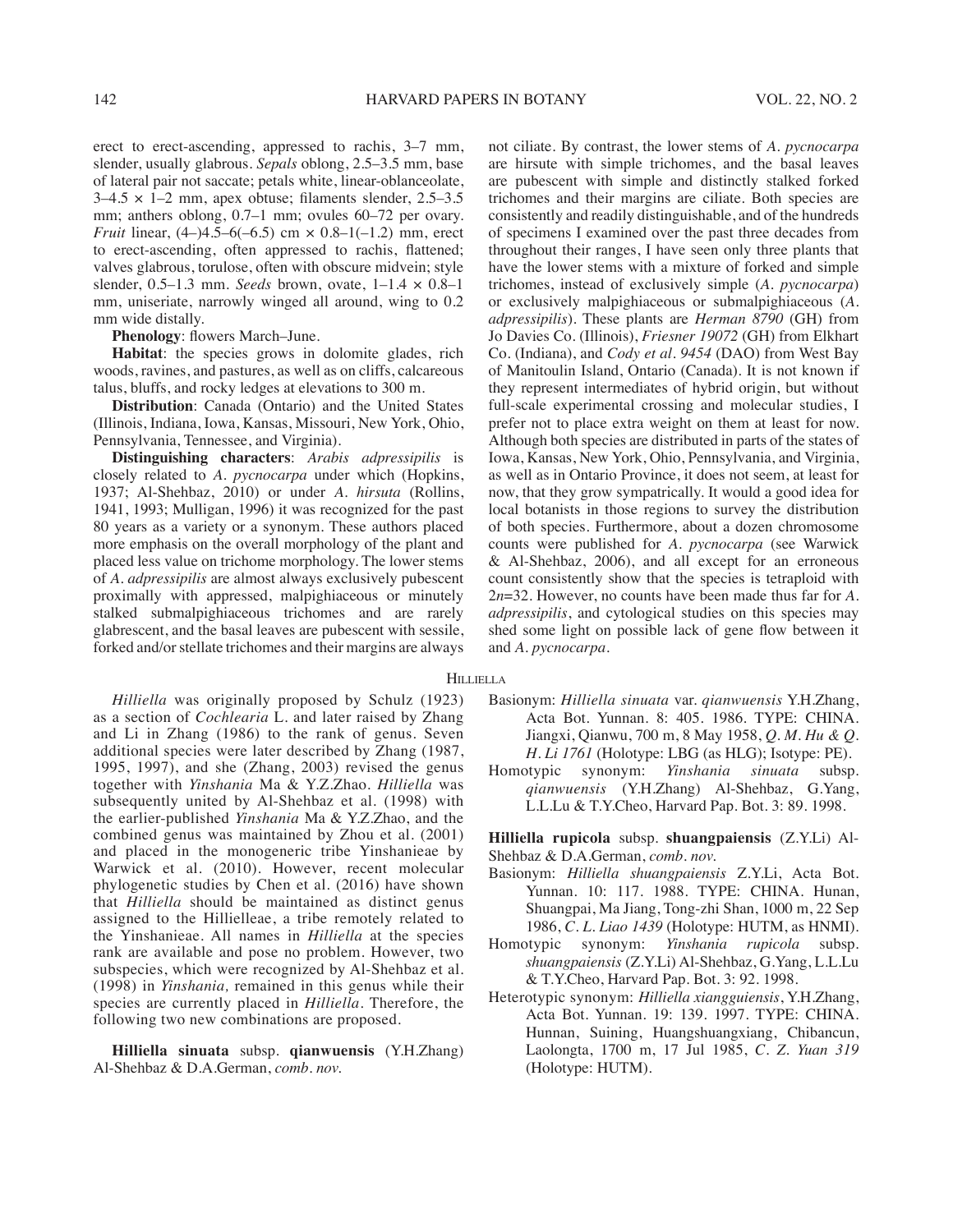erect to erect-ascending, appressed to rachis, 3–7 mm, slender, usually glabrous. *Sepals* oblong, 2.5–3.5 mm, base of lateral pair not saccate; petals white, linear-oblanceolate, 3–4.5 × 1–2 mm, apex obtuse; filaments slender, 2.5–3.5 mm; anthers oblong, 0.7–1 mm; ovules 60–72 per ovary. *Fruit* linear, (4–)4.5–6(–6.5) cm × 0.8–1(–1.2) mm, erect to erect-ascending, often appressed to rachis, flattened; valves glabrous, torulose, often with obscure midvein; style slender, 0.5–1.3 mm. *Seeds* brown, ovate, 1–1.4 × 0.8–1 mm, uniseriate, narrowly winged all around, wing to 0.2 mm wide distally.

**Phenology**: flowers March–June.

**Habitat**: the species grows in dolomite glades, rich woods, ravines, and pastures, as well as on cliffs, calcareous talus, bluffs, and rocky ledges at elevations to 300 m.

**Distribution**: Canada (Ontario) and the United States (Illinois, Indiana, Iowa, Kansas, Missouri, New York, Ohio, Pennsylvania, Tennessee, and Virginia).

**Distinguishing characters**: *Arabis adpressipilis* is closely related to *A. pycnocarpa* under which (Hopkins, 1937; Al-Shehbaz, 2010) or under *A. hirsuta* (Rollins, 1941, 1993; Mulligan, 1996) it was recognized for the past 80 years as a variety or a synonym. These authors placed more emphasis on the overall morphology of the plant and placed less value on trichome morphology. The lower stems of *A. adpressipilis* are almost always exclusively pubescent proximally with appressed, malpighiaceous or minutely stalked submalpighiaceous trichomes and are rarely glabrescent, and the basal leaves are pubescent with sessile, forked and/or stellate trichomes and their margins are always not ciliate. By contrast, the lower stems of *A. pycnocarpa* are hirsute with simple trichomes, and the basal leaves are pubescent with simple and distinctly stalked forked trichomes and their margins are ciliate. Both species are consistently and readily distinguishable, and of the hundreds of specimens I examined over the past three decades from throughout their ranges, I have seen only three plants that have the lower stems with a mixture of forked and simple trichomes, instead of exclusively simple (*A. pycnocarpa*) or exclusively malpighiaceous or submalpighiaceous (*A. adpressipilis*). These plants are *Herman 8790* (GH) from Jo Davies Co. (Illinois), *Friesner 19072* (GH) from Elkhart Co. (Indiana), and *Cody et al. 9454* (DAO) from West Bay of Manitoulin Island, Ontario (Canada). It is not known if they represent intermediates of hybrid origin, but without full-scale experimental crossing and molecular studies, I prefer not to place extra weight on them at least for now. Although both species are distributed in parts of the states of Iowa, Kansas, New York, Ohio, Pennsylvania, and Virginia, as well as in Ontario Province, it does not seem, at least for now, that they grow sympatrically. It would a good idea for local botanists in those regions to survey the distribution of both species. Furthermore, about a dozen chromosome counts were published for *A. pycnocarpa* (see Warwick & Al-Shehbaz, 2006), and all except for an erroneous count consistently show that the species is tetraploid with 2*n*=32. However, no counts have been made thus far for *A. adpressipilis*, and cytological studies on this species may shed some light on possible lack of gene flow between it and *A. pycnocarpa*.

## Hilliella

*Hilliella* was originally proposed by Schulz (1923) as a section of *Cochlearia* L. and later raised by Zhang and Li in Zhang (1986) to the rank of genus. Seven additional species were later described by Zhang (1987, 1995, 1997), and she (Zhang, 2003) revised the genus together with *Yinshania* Ma & Y.Z.Zhao. *Hilliella* was subsequently united by Al-Shehbaz et al. (1998) with the earlier-published *Yinshania* Ma & Y.Z.Zhao, and the combined genus was maintained by Zhou et al. (2001) and placed in the monogeneric tribe Yinshanieae by Warwick et al. (2010). However, recent molecular phylogenetic studies by Chen et al. (2016) have shown that *Hilliella* should be maintained as distinct genus assigned to the Hillielleae, a tribe remotely related to the Yinshanieae. All names in *Hilliella* at the species rank are available and pose no problem. However, two subspecies, which were recognized by Al-Shehbaz et al. (1998) in *Yinshania,* remained in this genus while their species are currently placed in *Hilliella*. Therefore, the following two new combinations are proposed.

**Hilliella sinuata** subsp. **qianwuensis** (Y.H.Zhang) Al-Shehbaz & D.A.German, *comb. nov.*

Basionym: *Hilliella sinuata* var. *qianwuensis* Y.H.Zhang, Acta Bot. Yunnan. 8: 405. 1986. TYPE: CHINA. Jiangxi, Qianwu, 700 m, 8 May 1958, *Q. M. Hu & Q. H. Li 1761* (Holotype: LBG (as HLG); Isotype: PE).

Homotypic synonym: *Yinshania sinuata* subsp. *qianwuensis* (Y.H.Zhang) Al-Shehbaz, G.Yang, L.L.Lu & T.Y.Cheo, Harvard Pap. Bot. 3: 89. 1998.

**Hilliella rupicola** subsp. **shuangpaiensis** (Z.Y.Li) Al-Shehbaz & D.A.German, *comb. nov.*

Basionym: *Hilliella shuangpaiensis* Z.Y.Li, Acta Bot. Yunnan. 10: 117. 1988. TYPE: CHINA. Hunan, Shuangpai, Ma Jiang, Tong-zhi Shan, 1000 m, 22 Sep 1986, *C. L. Liao 1439* (Holotype: HUTM, as HNMI).

Homotypic synonym: *Yinshania rupicola* subsp. *shuangpaiensis* (Z.Y.Li) Al-Shehbaz, G.Yang, L.L.Lu & T.Y.Cheo, Harvard Pap. Bot. 3: 92. 1998.

Heterotypic synonym: *Hilliella xiangguiensis*, Y.H.Zhang, Acta Bot. Yunnan. 19: 139. 1997. TYPE: CHINA. Hunnan, Suining, Huangshuangxiang, Chibancun, Laolongta, 1700 m, 17 Jul 1985, *C. Z. Yuan 319* (Holotype: HUTM).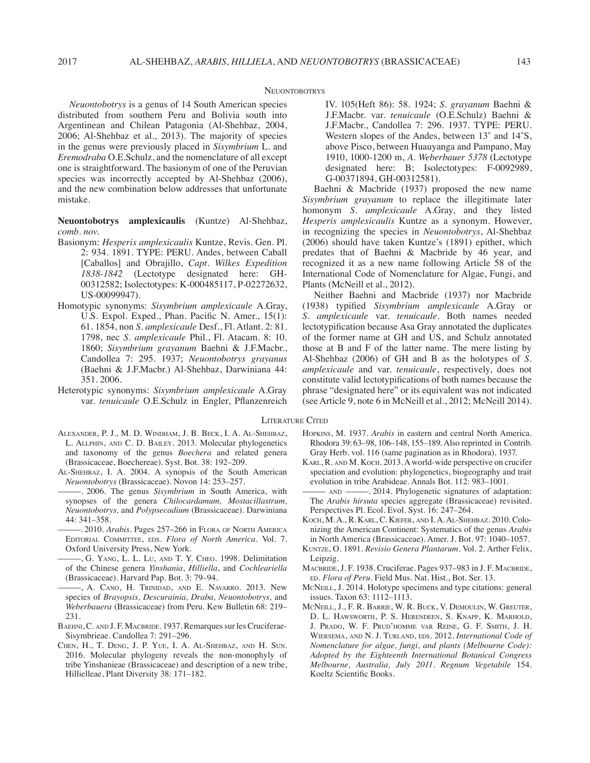## Neuontobotrys

*Neuontobotrys* is a genus of 14 South American species distributed from southern Peru and Bolivia south into Argentinean and Chilean Patagonia (Al-Shehbaz, 2004, 2006; Al-Shehbaz et al., 2013). The majority of species in the genus were previously placed in *Sisymbrium* L. and *Eremodraba* O.E.Schulz, and the nomenclature of all except one is straightforward. The basionym of one of the Peruvian species was incorrectly accepted by Al-Shehbaz (2006), and the new combination below addresses that unfortunate mistake.

**Neuontobotrys amplexicaulis** (Kuntze) Al-Shehbaz, *comb. nov.*

Basionym: *Hesperis amplexicaulis* Kuntze, Revis. Gen. Pl. 2: 934. 1891. TYPE: PERU. Andes, between Caball [Caballos] and Obrajillo, *Capt. Wilkes Expedition 1838-1842* (Lectotype designated here: GH-00312582; Isolectotypes: K-000485117, P-02272632, US-00099947).

Homotypic synonyms: *Sisymbrium amplexicaule* A.Gray, U.S. Expol. Exped., Phan. Pacific N. Amer., 15(1): 61. 1854, non *S. amplexicaule* Desf., Fl. Atlant. 2: 81. 1798, nec *S. amplexicaule* Phil., Fl. Atacam. 8: 10. 1860; *Sisymbrium grayanum* Baehni & J.F.Macbr., Candollea 7: 295. 1937; *Neuontobotrys grayanus* (Baehni & J.F.Macbr.) Al-Shehbaz, Darwiniana 44: 351. 2006.

Heterotypic synonyms: *Sisymbrium amplexicaule* A.Gray var. *tenuicaule* O.E.Schulz in Engler, Pflanzenreich IV. 105(Heft 86): 58. 1924; *S. grayanum* Baehni & J.F.Macbr. var. *tenuicaule* (O.E.Schulz) Baehni & J.F.Macbr., Candollea 7: 296. 1937. TYPE: PERU. Western slopes of the Andes, between 13˚ and 14˚S, above Pisco, between Huauyanga and Pampano, May 1910, 1000-1200 m, *A. Weberbauer 5378* (Lectotype designated here: B; Isolectotypes: F-0092989, G-00371894, GH-00312581).

Baehni & Macbride (1937) proposed the new name *Sisymbrium grayanum* to replace the illegitimate later homonym *S. amplexicaule* A.Gray, and they listed *Hesperis amplexicaulis* Kuntze as a synonym. However, in recognizing the species in *Neuontobotrys*, Al-Shehbaz (2006) should have taken Kuntze's (1891) epithet, which predates that of Baehni & Macbride by 46 year, and recognized it as a new name following Article 58 of the International Code of Nomenclature for Algae, Fungi, and Plants (McNeill et al., 2012).

Neither Baehni and Macbride (1937) nor Macbride (1938) typified *Sisymbrium amplexicaule* A.Gray or *S. amplexicaule* var. *tenuicaule*. Both names needed lectotypification because Asa Gray annotated the duplicates of the former name at GH and US, and Schulz annotated those at B and F of the latter name. The mere listing by Al-Shehbaz (2006) of GH and B as the holotypes of *S. amplexicaule* and var. *tenuicaule*, respectively, does not constitute valid lectotypifications of both names because the phrase "designated here" or its equivalent was not indicated (see Article 9, note 6 in McNeill et al., 2012; McNeill 2014).

## Literature Cited

Alexander, P. J., M. D. Windham, J. B. Beck, I. A. Al-Shehbaz, L. Allphin, and C. D. Bailey. 2013. Molecular phylogenetics and taxonomy of the genus *Boechera* and related genera (Brassicaceae, Boechereae). Syst. Bot. 38: 192–209.

Al-Shehbaz, I. A. 2004. A synopsis of the South American *Neuontobotrys* (Brassicaceae). Novon 14: 253–257.

———. 2006. The genus *Sisymbrium* in South America, with synopses of the genera *Chilocardamum, Mostacillastrum, Neuontobotrys,* and *Polypsecadium* (Brassicaceae). Darwiniana 44: 341–358.

———. 2010. *Arabis*. Pages 257–266 in Flora of North America Editorial Committee, eds. *Flora of North America*. Vol. 7. Oxford University Press, New York.

———, G. Yang, L. L. Lu, and T. Y. Cheo. 1998. Delimitation of the Chinese genera *Yinshania*, *Hilliella*, and *Cochleariella* (Brassicaceae). Harvard Pap. Bot. 3: 79–94.

———, A. Cano, H. Trinidad, and E. Navarro. 2013. New species of *Brayopsis, Descurainia, Draba, Neuontobotrys,* and *Weberbauera* (Brassicaceae) from Peru. Kew Bulletin 68: 219–231.

Baehni, C. and J. F. Macbride. 1937. Remarques sur les Cruciferae-Sisymbrieae. Candollea 7: 291–296.

Chen, H., T. Deng, J. P. Yue, I. A. Al-Shehbaz, and H. Sun. 2016. Molecular phylogeny reveals the non-monophyly of tribe Yinshanieae (Brassicaceae) and description of a new tribe, Hillielleae, Plant Diversity 38: 171–182.

Hopkins, M. 1937. *Arabis* in eastern and central North America. Rhodora 39: 63–98, 106–148, 155–189. Also reprinted in Contrib. Gray Herb. vol. 116 (same pagination as in Rhodora). 1937.

Karl, R. and M. Koch. 2013. A world-wide perspective on crucifer speciation and evolution: phylogenetics, biogeography and trait evolution in tribe Arabideae. Annals Bot. 112: 983–1001.

——— and ———. 2014. Phylogenetic signatures of adaptation: The *Arabis hirsuta* species aggregate (Brassicaceae) revisited. Perspectives Pl. Ecol. Evol. Syst. 16: 247–264.

Koch, M. A., R. Karl, C. Kiefer, and I. A. Al-Shehbaz. 2010. Colonizing the American Continent: Systematics of the genus *Arabis* in North America (Brassicaceae). Amer. J. Bot. 97: 1040–1057.

Kuntze, O. 1891. *Revisio Genera Plantarum*. Vol. 2. Arther Felix, Leipzig.

Macbride, J. F. 1938. Cruciferae. Pages 937–983 in J. F. Macbride, ed. *Flora of Peru*. Field Mus. Nat. Hist., Bot. Ser. 13.

McNeill, J. 2014. Holotype specimens and type citations: general issues. Taxon 63: 1112–1113.

McNeill, J., F. R. Barrie, W. R. Buck, V. Demoulin, W. Greuter, D. L. Hawsworth, P. S. Herendeen, S. Knapp, K. Marhold, J. Prado, W. F. Prud'homme var Reine, G. F. Smith, J. H. Wiersema, and N. J. Turland, eds. 2012. *International Code of Nomenclature for algae, fungi, and plants (Melbourne Code): Adopted by the Eighteenth International Botanical Congress Melbourne, Australia, July 2011. Regnum Vegetabile* 154. Koeltz Scientific Books.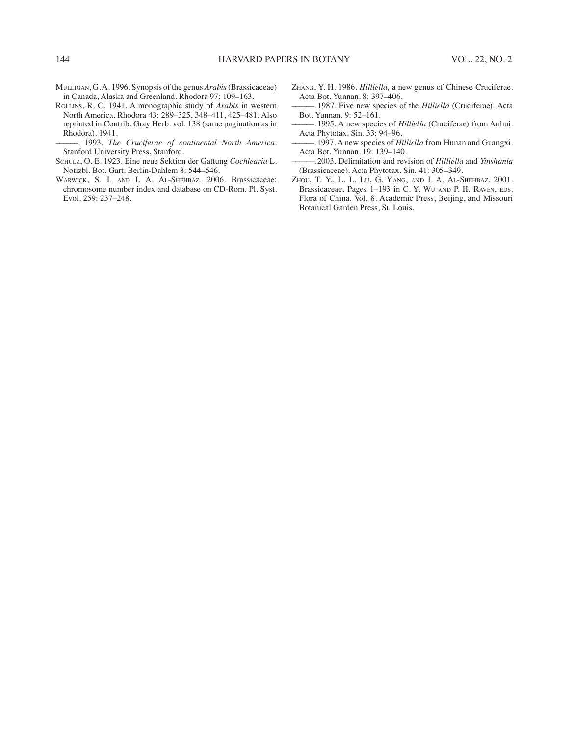Mulligan, G. A. 1996. Synopsis of the genus *Arabis* (Brassicaceae) in Canada, Alaska and Greenland. Rhodora 97: 109–163.

Rollins, R. C. 1941. A monographic study of *Arabis* in western North America. Rhodora 43: 289–325, 348–411, 425–481. Also reprinted in Contrib. Gray Herb. vol. 138 (same pagination as in Rhodora). 1941.

———. 1993. *The Cruciferae of continental North America*. Stanford University Press, Stanford.

Schulz, O. E. 1923. Eine neue Sektion der Gattung *Cochlearia* L. Notizbl. Bot. Gart. Berlin-Dahlem 8: 544–546.

Warwick, S. I. and I. A. Al-Shehbaz. 2006. Brassicaceae: chromosome number index and database on CD-Rom. Pl. Syst. Evol. 259: 237–248.

Zhang, Y. H. 1986. *Hilliella*, a new genus of Chinese Cruciferae. Acta Bot. Yunnan. 8: 397–406.

———. 1987. Five new species of the *Hilliella* (Cruciferae). Acta Bot. Yunnan. 9: 52–161.

———. 1995. A new species of *Hilliella* (Cruciferae) from Anhui. Acta Phytotax. Sin. 33: 94–96.

———. 1997. A new species of *Hilliella* from Hunan and Guangxi. Acta Bot. Yunnan. 19: 139–140.

———. 2003. Delimitation and revision of *Hilliella* and *Yinshania* (Brassicaceae). Acta Phytotax. Sin. 41: 305–349.

Zhou, T. Y., L. L. Lu, G. Yang, and I. A. Al-Shehbaz. 2001. Brassicaceae. Pages 1–193 in C. Y. Wu and P. H. Raven, eds. Flora of China. Vol. 8. Academic Press, Beijing, and Missouri Botanical Garden Press, St. Louis.